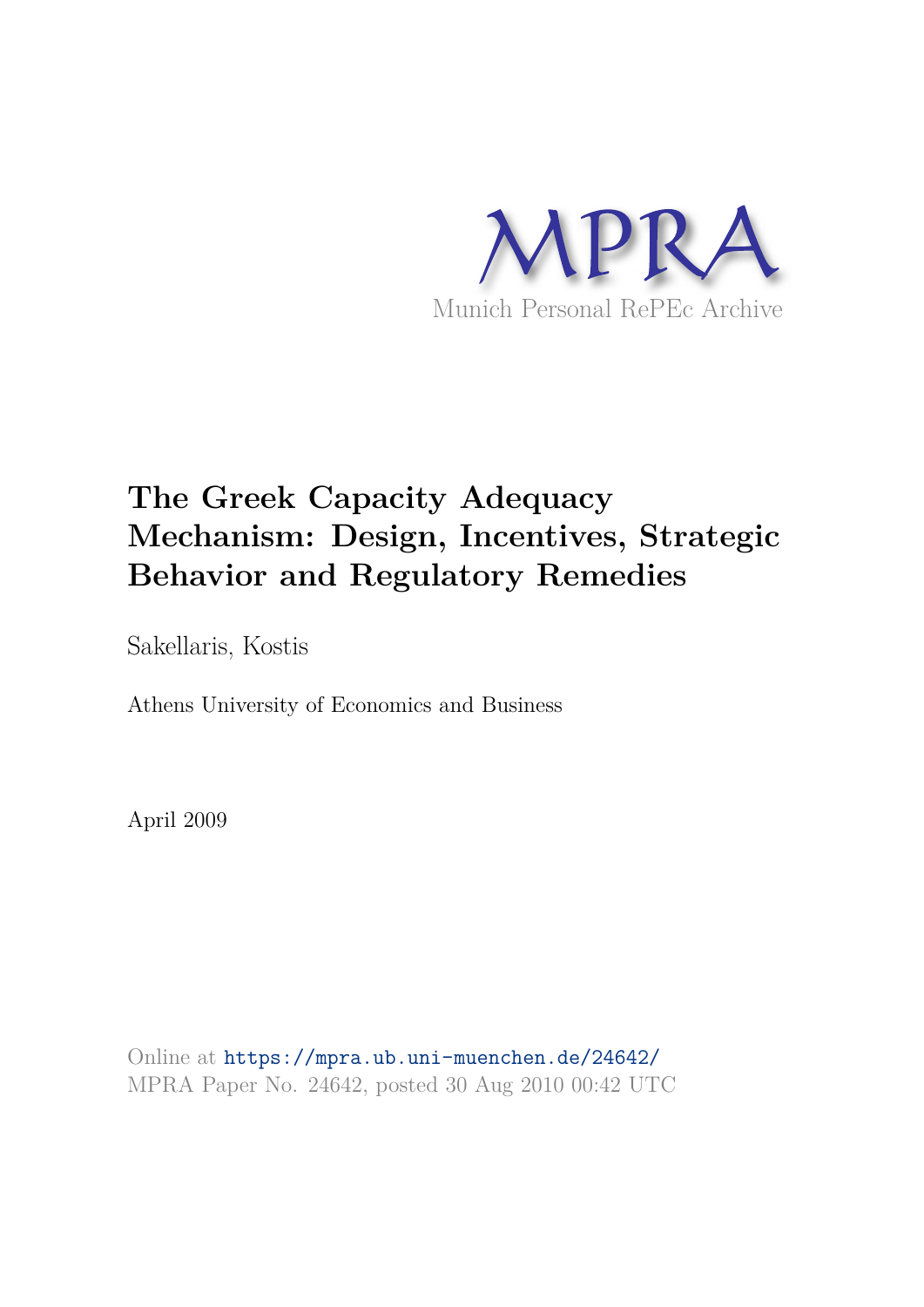MPRA

Munich Personal RePEc Archive

# The Greek Capacity Adequacy Mechanism: Design, Incentives, Strategic Behavior and Regulatory Remedies

Sakellaris, Kostis

Athens University of Economics and Business

April 2009

Online at https://mpra.ub.uni-muenchen.de/24642/
MPRA Paper No. 24642, posted 30 Aug 2010 00:42 UTC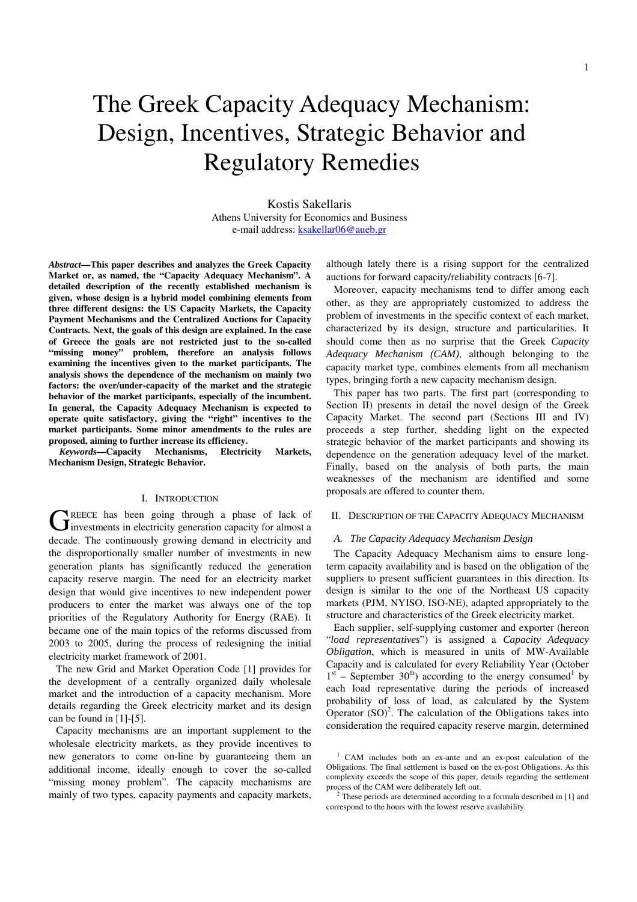# The Greek Capacity Adequacy Mechanism: Design, Incentives, Strategic Behavior and Regulatory Remedies

Kostis Sakellaris
Athens University for Economics and Business
e-mail address: ksakellar06@aueb.gr

***Abstract*—This paper describes and analyzes the Greek Capacity Market or, as named, the "Capacity Adequacy Mechanism". A detailed description of the recently established mechanism is given, whose design is a hybrid model combining elements from three different designs: the US Capacity Markets, the Capacity Payment Mechanisms and the Centralized Auctions for Capacity Contracts. Next, the goals of this design are explained. In the case of Greece the goals are not restricted just to the so-called "missing money" problem, therefore an analysis follows examining the incentives given to the market participants. The analysis shows the dependence of the mechanism on mainly two factors: the over/under-capacity of the market and the strategic behavior of the market participants, especially of the incumbent. In general, the Capacity Adequacy Mechanism is expected to operate quite satisfactory, giving the "right" incentives to the market participants. Some minor amendments to the rules are proposed, aiming to further increase its efficiency.**

***Keywords*—Capacity Mechanisms, Electricity Markets, Mechanism Design, Strategic Behavior.**

## I. Introduction

Greece has been going through a phase of lack of investments in electricity generation capacity for almost a decade. The continuously growing demand in electricity and the disproportionally smaller number of investments in new generation plants has significantly reduced the generation capacity reserve margin. The need for an electricity market design that would give incentives to new independent power producers to enter the market was always one of the top priorities of the Regulatory Authority for Energy (RAE). It became one of the main topics of the reforms discussed from 2003 to 2005, during the process of redesigning the initial electricity market framework of 2001.

The new Grid and Market Operation Code [1] provides for the development of a centrally organized daily wholesale market and the introduction of a capacity mechanism. More details regarding the Greek electricity market and its design can be found in [1]-[5].

Capacity mechanisms are an important supplement to the wholesale electricity markets, as they provide incentives to new generators to come on-line by guaranteeing them an additional income, ideally enough to cover the so-called "missing money problem". The capacity mechanisms are mainly of two types, capacity payments and capacity markets, although lately there is a rising support for the centralized auctions for forward capacity/reliability contracts [6-7].

Moreover, capacity mechanisms tend to differ among each other, as they are appropriately customized to address the problem of investments in the specific context of each market, characterized by its design, structure and particularities. It should come then as no surprise that the Greek *Capacity Adequacy Mechanism (CAM)*, although belonging to the capacity market type, combines elements from all mechanism types, bringing forth a new capacity mechanism design.

This paper has two parts. The first part (corresponding to Section II) presents in detail the novel design of the Greek Capacity Market. The second part (Sections III and IV) proceeds a step further, shedding light on the expected strategic behavior of the market participants and showing its dependence on the generation adequacy level of the market. Finally, based on the analysis of both parts, the main weaknesses of the mechanism are identified and some proposals are offered to counter them.

## II. Description of the Capacity Adequacy Mechanism

### *A. The Capacity Adequacy Mechanism Design*

The Capacity Adequacy Mechanism aims to ensure long-term capacity availability and is based on the obligation of the suppliers to present sufficient guarantees in this direction. Its design is similar to the one of the Northeast US capacity markets (PJM, NYISO, ISO-NE), adapted appropriately to the structure and characteristics of the Greek electricity market.

Each supplier, self-supplying customer and exporter (hereon "*load representatives*") is assigned a *Capacity Adequacy Obligation*, which is measured in units of MW-Available Capacity and is calculated for every Reliability Year (October 1st – September 30th) according to the energy consumed[1] by each load representative during the periods of increased probability of loss of load, as calculated by the System Operator (SO)[2]. The calculation of the Obligations takes into consideration the required capacity reserve margin, determined

[1] CAM includes both an ex-ante and an ex-post calculation of the Obligations. The final settlement is based on the ex-post Obligations. As this complexity exceeds the scope of this paper, details regarding the settlement process of the CAM were deliberately left out.

[2] These periods are determined according to a formula described in [1] and correspond to the hours with the lowest reserve availability.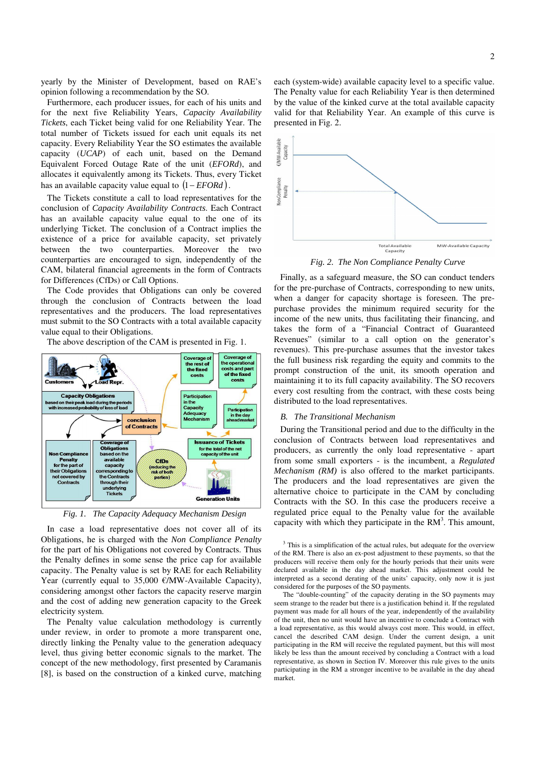yearly by the Minister of Development, based on RAE's opinion following a recommendation by the SO.

Furthermore, each producer issues, for each of his units and for the next five Reliability Years, *Capacity Availability Tickets*, each Ticket being valid for one Reliability Year. The total number of Tickets issued for each unit equals its net capacity. Every Reliability Year the SO estimates the available capacity (*UCAP*) of each unit, based on the Demand Equivalent Forced Outage Rate of the unit (*EFORd*), and allocates it equivalently among its Tickets. Thus, every Ticket has an available capacity value equal to $(1 - EFORd)$.

The Tickets constitute a call to load representatives for the conclusion of *Capacity Availability Contracts*. Each Contract has an available capacity value equal to the one of its underlying Ticket. The conclusion of a Contract implies the existence of a price for available capacity, set privately between the two counterparties. Moreover the two counterparties are encouraged to sign, independently of the CAM, bilateral financial agreements in the form of Contracts for Differences (CfDs) or Call Options.

The Code provides that Obligations can only be covered through the conclusion of Contracts between the load representatives and the producers. The load representatives must submit to the SO Contracts with a total available capacity value equal to their Obligations.

The above description of the CAM is presented in Fig. 1.

Customers
Load Repr.
Capacity Obligations
based on their peak load during the periods with increased probability of loss of load
conclusion of Contracts
Coverage of the rest of the fixed costs
Coverage of the operational costs and part of the fixed costs
Participation in the Capacity Adequacy Mechanism
Participation in the day ahead market
Non Compliance Penalty for the part of their Obligations not covered by Contracts
Coverage of Obligations based on the available capacity corresponding to the Contracts through their underlying Tickets
CfDs (reducing the risk of both parties)
Issuance of Tickets for the total of the net capacity of the unit
Generation Units

*Fig. 1. The Capacity Adequacy Mechanism Design*

In case a load representative does not cover all of its Obligations, he is charged with the *Non Compliance Penalty* for the part of his Obligations not covered by Contracts. Thus the Penalty defines in some sense the price cap for available capacity. The Penalty value is set by RAE for each Reliability Year (currently equal to 35,000 €/MW-Available Capacity), considering amongst other factors the capacity reserve margin and the cost of adding new generation capacity to the Greek electricity system.

The Penalty value calculation methodology is currently under review, in order to promote a more transparent one, directly linking the Penalty value to the generation adequacy level, thus giving better economic signals to the market. The concept of the new methodology, first presented by Caramanis [8], is based on the construction of a kinked curve, matching each (system-wide) available capacity level to a specific value. The Penalty value for each Reliability Year is then determined by the value of the kinked curve at the total available capacity valid for that Reliability Year. An example of this curve is presented in Fig. 2.

€/MW-Available Capacity
Non Compliance Penalty
Total Available Capacity
MW-Available Capacity

*Fig. 2. The Non Compliance Penalty Curve*

Finally, as a safeguard measure, the SO can conduct tenders for the pre-purchase of Contracts, corresponding to new units, when a danger for capacity shortage is foreseen. The pre-purchase provides the minimum required security for the income of the new units, thus facilitating their financing, and takes the form of a "Financial Contract of Guaranteed Revenues" (similar to a call option on the generator's revenues). This pre-purchase assumes that the investor takes the full business risk regarding the equity and commits to the prompt construction of the unit, its smooth operation and maintaining it to its full capacity availability. The SO recovers every cost resulting from the contract, with these costs being distributed to the load representatives.

### *B. The Transitional Mechanism*

During the Transitional period and due to the difficulty in the conclusion of Contracts between load representatives and producers, as currently the only load representative - apart from some small exporters - is the incumbent, a *Regulated Mechanism (RM)* is also offered to the market participants. The producers and the load representatives are given the alternative choice to participate in the CAM by concluding Contracts with the SO. In this case the producers receive a regulated price equal to the Penalty value for the available capacity with which they participate in the RM[3]. This amount,

[3] This is a simplification of the actual rules, but adequate for the overview of the RM. There is also an ex-post adjustment to these payments, so that the producers will receive them only for the hourly periods that their units were declared available in the day ahead market. This adjustment could be interpreted as a second derating of the units' capacity, only now it is just considered for the purposes of the SO payments.

The "double-counting" of the capacity derating in the SO payments may seem strange to the reader but there is a justification behind it. If the regulated payment was made for all hours of the year, independently of the availability of the unit, then no unit would have an incentive to conclude a Contract with a load representative, as this would always cost more. This would, in effect, cancel the described CAM design. Under the current design, a unit participating in the RM will receive the regulated payment, but this will most likely be less than the amount received by concluding a Contract with a load representative, as shown in Section IV. Moreover this rule gives to the units participating in the RM a stronger incentive to be available in the day ahead market.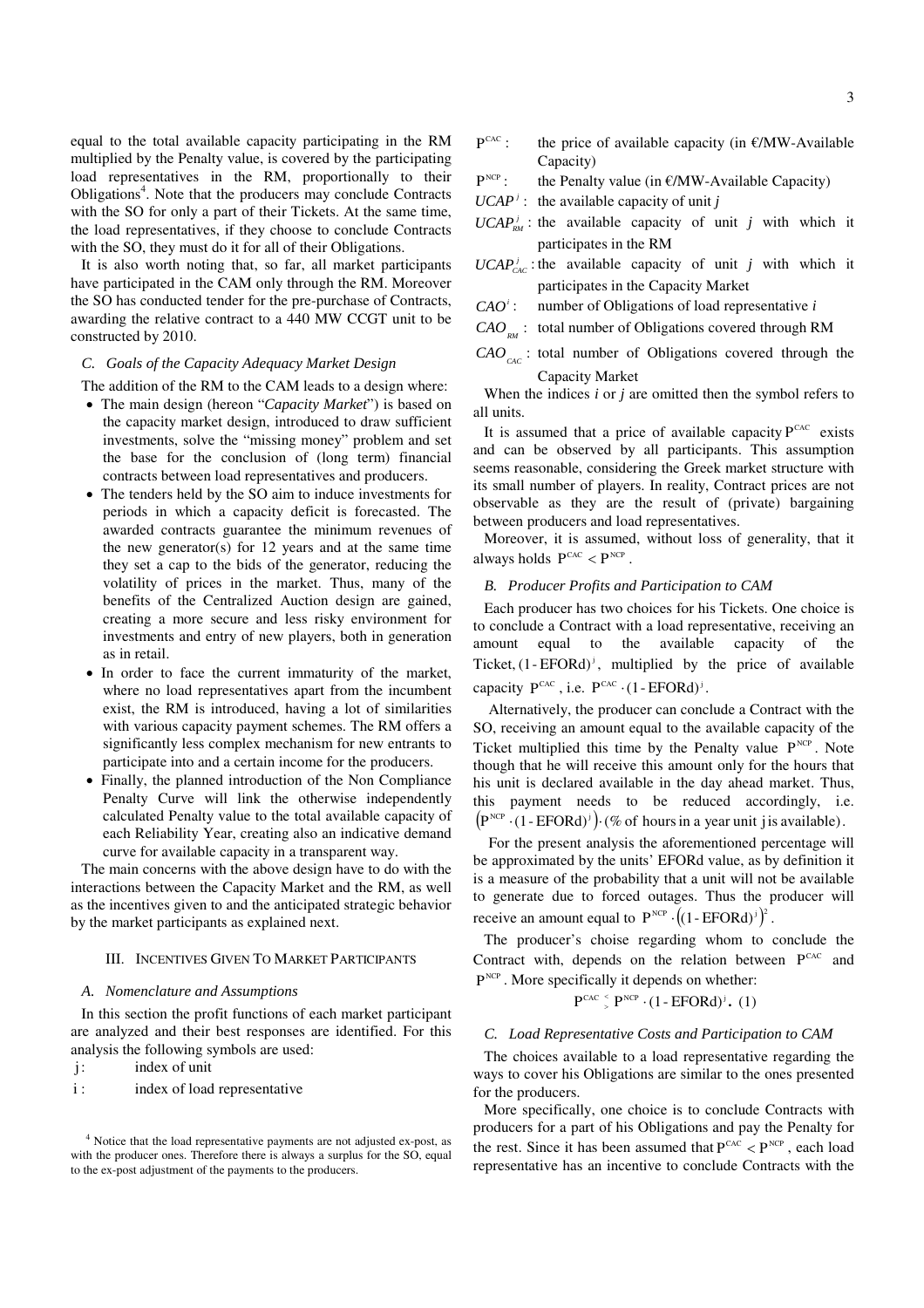equal to the total available capacity participating in the RM multiplied by the Penalty value, is covered by the participating load representatives in the RM, proportionally to their Obligations[4]. Note that the producers may conclude Contracts with the SO for only a part of their Tickets. At the same time, the load representatives, if they choose to conclude Contracts with the SO, they must do it for all of their Obligations.

It is also worth noting that, so far, all market participants have participated in the CAM only through the RM. Moreover the SO has conducted tender for the pre-purchase of Contracts, awarding the relative contract to a 440 MW CCGT unit to be constructed by 2010.

### C. Goals of the Capacity Adequacy Market Design

The addition of the RM to the CAM leads to a design where:

- The main design (hereon "*Capacity Market*") is based on the capacity market design, introduced to draw sufficient investments, solve the "missing money" problem and set the base for the conclusion of (long term) financial contracts between load representatives and producers.
- The tenders held by the SO aim to induce investments for periods in which a capacity deficit is forecasted. The awarded contracts guarantee the minimum revenues of the new generator(s) for 12 years and at the same time they set a cap to the bids of the generator, reducing the volatility of prices in the market. Thus, many of the benefits of the Centralized Auction design are gained, creating a more secure and less risky environment for investments and entry of new players, both in generation as in retail.
- In order to face the current immaturity of the market, where no load representatives apart from the incumbent exist, the RM is introduced, having a lot of similarities with various capacity payment schemes. The RM offers a significantly less complex mechanism for new entrants to participate into and a certain income for the producers.
- Finally, the planned introduction of the Non Compliance Penalty Curve will link the otherwise independently calculated Penalty value to the total available capacity of each Reliability Year, creating also an indicative demand curve for available capacity in a transparent way.

The main concerns with the above design have to do with the interactions between the Capacity Market and the RM, as well as the incentives given to and the anticipated strategic behavior by the market participants as explained next.

## III. Incentives Given To Market Participants

### A. Nomenclature and Assumptions

In this section the profit functions of each market participant are analyzed and their best responses are identified. For this analysis the following symbols are used:

- $j$: index of unit
- $i$: index of load representative
- $P^{CAC}$: the price of available capacity (in €/MW-Available Capacity)
- $P^{NCP}$: the Penalty value (in €/MW-Available Capacity)
- $UCAP^{j}$: the available capacity of unit $j$
- $UCAP^{j}_{RM}$: the available capacity of unit $j$ with which it participates in the RM
- $UCAP^{j}_{CAC}$: the available capacity of unit $j$ with which it participates in the Capacity Market
- $CAO^{i}$: number of Obligations of load representative $i$
- $CAO_{RM}$: total number of Obligations covered through RM
- $CAO_{CAC}$: total number of Obligations covered through the Capacity Market

When the indices $i$ or $j$ are omitted then the symbol refers to all units.

It is assumed that a price of available capacity $P^{CAC}$ exists and can be observed by all participants. This assumption seems reasonable, considering the Greek market structure with its small number of players. In reality, Contract prices are not observable as they are the result of (private) bargaining between producers and load representatives.

Moreover, it is assumed, without loss of generality, that it always holds $P^{CAC} < P^{NCP}$.

### B. Producer Profits and Participation to CAM

Each producer has two choices for his Tickets. One choice is to conclude a Contract with a load representative, receiving an amount equal to the available capacity of the Ticket, $(1 - \mathrm{EFORd})^{j}$, multiplied by the price of available capacity $P^{CAC}$, i.e. $P^{CAC} \cdot (1 - \mathrm{EFORd})^{j}$.

Alternatively, the producer can conclude a Contract with the SO, receiving an amount equal to the available capacity of the Ticket multiplied this time by the Penalty value $P^{NCP}$. Note though that he will receive this amount only for the hours that his unit is declared available in the day ahead market. Thus, this payment needs to be reduced accordingly, i.e. $\left(P^{NCP} \cdot (1 - \mathrm{EFORd})^{j}\right) \cdot (\%\text{ of hours in a year unit } j \text{ is available})$.

For the present analysis the aforementioned percentage will be approximated by the units' EFORd value, as by definition it is a measure of the probability that a unit will not be available to generate due to forced outages. Thus the producer will receive an amount equal to $P^{NCP} \cdot \left((1 - \mathrm{EFORd})^{j}\right)^{2}$.

The producer's choise regarding whom to conclude the Contract with, depends on the relation between $P^{CAC}$ and $P^{NCP}$. More specifically it depends on whether:

$$P^{CAC} \lessgtr P^{NCP} \cdot (1 - \mathrm{EFORd})^{j}. \quad (1)$$

### C. Load Representative Costs and Participation to CAM

The choices available to a load representative regarding the ways to cover his Obligations are similar to the ones presented for the producers.

More specifically, one choice is to conclude Contracts with producers for a part of his Obligations and pay the Penalty for the rest. Since it has been assumed that $P^{CAC} < P^{NCP}$, each load representative has an incentive to conclude Contracts with the

[4] Notice that the load representative payments are not adjusted ex-post, as with the producer ones. Therefore there is always a surplus for the SO, equal to the ex-post adjustment of the payments to the producers.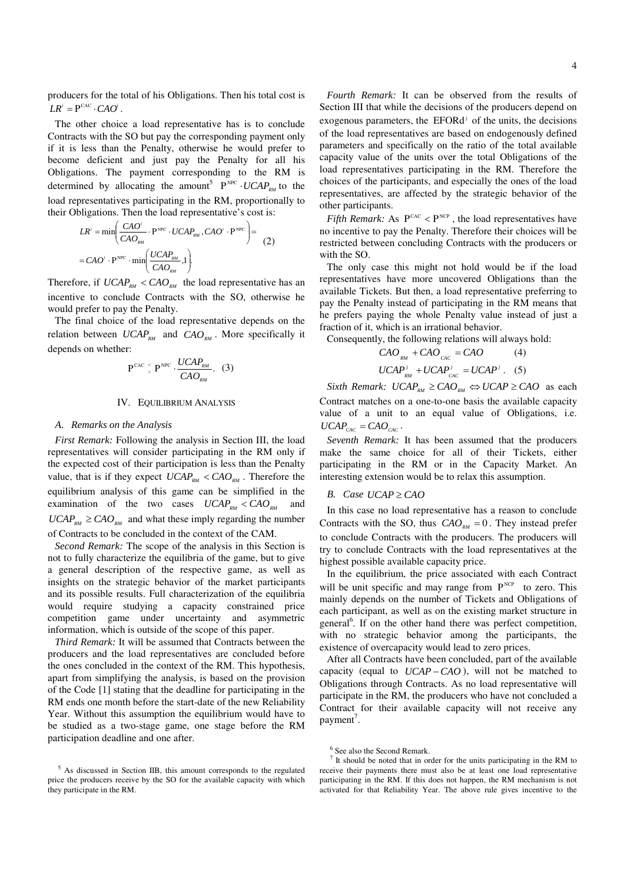producers for the total of his Obligations. Then his total cost is $LR^i = \mathrm{P}^{\mathrm{CAC}} \cdot CAO^i$.

The other choice a load representative has is to conclude Contracts with the SO but pay the corresponding payment only if it is less than the Penalty, otherwise he would prefer to become deficient and just pay the Penalty for all his Obligations. The payment corresponding to the RM is determined by allocating the amount[5] $\mathrm{P}^{\mathrm{NPC}} \cdot UCAP_{RM}$ to the load representatives participating in the RM, proportionally to their Obligations. Then the load representative's cost is:

$$LR^i = \min\left(\frac{CAO^i}{CAO_{RM}} \cdot \mathrm{P}^{\mathrm{NPC}} \cdot UCAP_{RM}, CAO^i \cdot \mathrm{P}^{\mathrm{NPC}}\right) = \\ = CAO^i \cdot \mathrm{P}^{\mathrm{NPC}} \cdot \min\left(\frac{UCAP_{RM}}{CAO_{RM}}, 1\right). \quad (2)$$

Therefore, if $UCAP_{RM} < CAO_{RM}$ the load representative has an incentive to conclude Contracts with the SO, otherwise he would prefer to pay the Penalty.

The final choice of the load representative depends on the relation between $UCAP_{RM}$ and $CAO_{RM}$. More specifically it depends on whether:

$$\mathrm{P}^{\mathrm{CAC}} \lessgtr \mathrm{P}^{\mathrm{NPC}} \cdot \frac{UCAP_{RM}}{CAO_{RM}}. \quad (3)$$

## IV. Equilibrium Analysis

### A. Remarks on the Analysis

*First Remark:* Following the analysis in Section III, the load representatives will consider participating in the RM only if the expected cost of their participation is less than the Penalty value, that is if they expect $UCAP_{RM} < CAO_{RM}$. Therefore the equilibrium analysis of this game can be simplified in the examination of the two cases $UCAP_{RM} < CAO_{RM}$ and $UCAP_{RM} \geq CAO_{RM}$ and what these imply regarding the number of Contracts to be concluded in the context of the CAM.

*Second Remark:* The scope of the analysis in this Section is not to fully characterize the equilibria of the game, but to give a general description of the respective game, as well as insights on the strategic behavior of the market participants and its possible results. Full characterization of the equilibria would require studying a capacity constrained price competition game under uncertainty and asymmetric information, which is outside of the scope of this paper.

*Third Remark:* It will be assumed that Contracts between the producers and the load representatives are concluded before the ones concluded in the context of the RM. This hypothesis, apart from simplifying the analysis, is based on the provision of the Code [1] stating that the deadline for participating in the RM ends one month before the start-date of the new Reliability Year. Without this assumption the equilibrium would have to be studied as a two-stage game, one stage before the RM participation deadline and one after.

*Fourth Remark:* It can be observed from the results of Section III that while the decisions of the producers depend on exogenous parameters, the $\mathrm{EFORd}^j$ of the units, the decisions of the load representatives are based on endogenously defined parameters and specifically on the ratio of the total available capacity value of the units over the total Obligations of the load representatives participating in the RM. Therefore the choices of the participants, and especially the ones of the load representatives, are affected by the strategic behavior of the other participants.

*Fifth Remark:* As $\mathrm{P}^{\mathrm{CAC}} < \mathrm{P}^{\mathrm{NCP}}$, the load representatives have no incentive to pay the Penalty. Therefore their choices will be restricted between concluding Contracts with the producers or with the SO.

The only case this might not hold would be if the load representatives have more uncovered Obligations than the available Tickets. But then, a load representative preferring to pay the Penalty instead of participating in the RM means that he prefers paying the whole Penalty value instead of just a fraction of it, which is an irrational behavior.

Consequently, the following relations will always hold:

$$CAO_{RM} + CAO_{CAC} = CAO \quad (4)$$

$$UCAP^j_{RM} + UCAP^j_{CAC} = UCAP^j. \quad (5)$$

*Sixth Remark:* $UCAP_{RM} \geq CAO_{RM} \Leftrightarrow UCAP \geq CAO$ as each Contract matches on a one-to-one basis the available capacity value of a unit to an equal value of Obligations, i.e. $UCAP_{CAC} = CAO_{CAC}$.

*Seventh Remark:* It has been assumed that the producers make the same choice for all of their Tickets, either participating in the RM or in the Capacity Market. An interesting extension would be to relax this assumption.

### B. Case $UCAP \geq CAO$

In this case no load representative has a reason to conclude Contracts with the SO, thus $CAO_{RM} = 0$. They instead prefer to conclude Contracts with the producers. The producers will try to conclude Contracts with the load representatives at the highest possible available capacity price.

In the equilibrium, the price associated with each Contract will be unit specific and may range from $\mathrm{P}^{\mathrm{NCP}}$ to zero. This mainly depends on the number of Tickets and Obligations of each participant, as well as on the existing market structure in general[6]. If on the other hand there was perfect competition, with no strategic behavior among the participants, the existence of overcapacity would lead to zero prices.

After all Contracts have been concluded, part of the available capacity (equal to $UCAP - CAO$), will not be matched to Obligations through Contracts. As no load representative will participate in the RM, the producers who have not concluded a Contract for their available capacity will not receive any payment[7].

[5] As discussed in Section IIB, this amount corresponds to the regulated price the producers receive by the SO for the available capacity with which they participate in the RM.

[6] See also the Second Remark.

[7] It should be noted that in order for the units participating in the RM to receive their payments there must also be at least one load representative participating in the RM. If this does not happen, the RM mechanism is not activated for that Reliability Year. The above rule gives incentive to the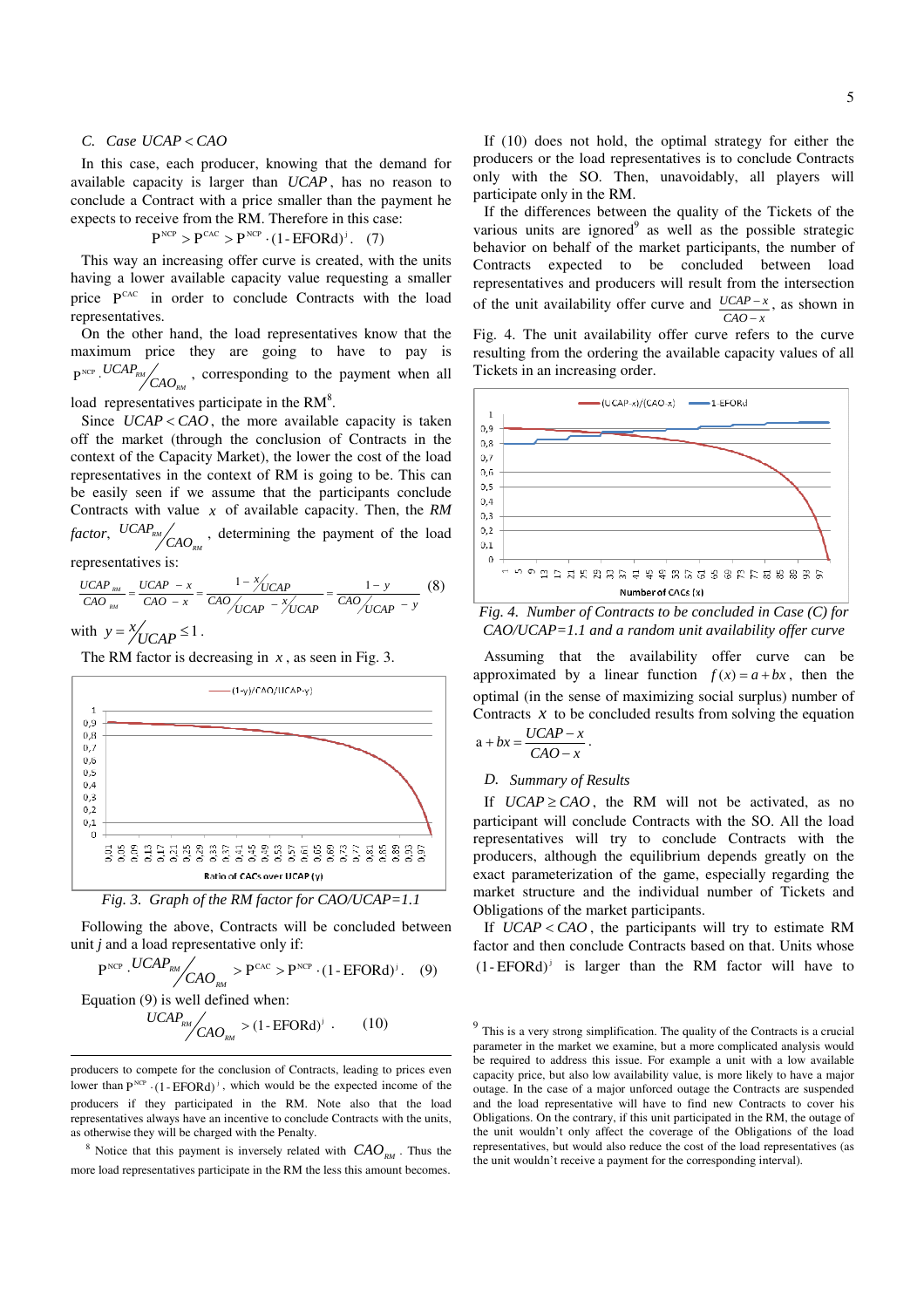### C. Case $UCAP < CAO$

In this case, each producer, knowing that the demand for available capacity is larger than $UCAP$, has no reason to conclude a Contract with a price smaller than the payment he expects to receive from the RM. Therefore in this case:

$$P^{NCP} > P^{CAC} > P^{NCP} \cdot (1 - EFORd)^j . \quad (7)$$

This way an increasing offer curve is created, with the units having a lower available capacity value requesting a smaller price $P^{CAC}$ in order to conclude Contracts with the load representatives.

On the other hand, the load representatives know that the maximum price they are going to have to pay is $P^{NCP} \cdot UCAP_{RM} / CAO_{RM}$, corresponding to the payment when all load representatives participate in the RM[8].

Since $UCAP < CAO$, the more available capacity is taken off the market (through the conclusion of Contracts in the context of the Capacity Market), the lower the cost of the load representatives in the context of RM is going to be. This can be easily seen if we assume that the participants conclude Contracts with value $x$ of available capacity. Then, the *RM factor*, $UCAP_{RM} / CAO_{RM}$, determining the payment of the load representatives is:

$$\frac{UCAP_{RM}}{CAO_{RM}} = \frac{UCAP - x}{CAO - x} = \frac{1 - x/UCAP}{CAO/UCAP - x/UCAP} = \frac{1-y}{CAO/UCAP - y} \quad (8)$$

with $y = x/UCAP \leq 1$.

The RM factor is decreasing in $x$, as seen in Fig. 3.

Fig. 3. Graph of the RM factor for CAO/UCAP=1.1

Following the above, Contracts will be concluded between unit *j* and a load representative only if:

$$P^{NCP} \cdot UCAP_{RM} / CAO_{RM} > P^{CAC} > P^{NCP} \cdot (1 - EFORd)^j . \quad (9)$$

Equation (9) is well defined when:

$$UCAP_{RM} / CAO_{RM} > (1 - EFORd)^j . \quad (10)$$

If (10) does not hold, the optimal strategy for either the producers or the load representatives is to conclude Contracts only with the SO. Then, unavoidably, all players will participate only in the RM.

If the differences between the quality of the Tickets of the various units are ignored[9] as well as the possible strategic behavior on behalf of the market participants, the number of Contracts expected to be concluded between load representatives and producers will result from the intersection of the unit availability offer curve and $\frac{UCAP - x}{CAO - x}$, as shown in Fig. 4. The unit availability offer curve refers to the curve resulting from the ordering the available capacity values of all Tickets in an increasing order.

Fig. 4. Number of Contracts to be concluded in Case (C) for CAO/UCAP=1.1 and a random unit availability offer curve

Assuming that the availability offer curve can be approximated by a linear function $f(x) = a + bx$, then the optimal (in the sense of maximizing social surplus) number of Contracts $x$ to be concluded results from solving the equation $a + bx = \frac{UCAP - x}{CAO - x}$.

### D. Summary of Results

If $UCAP \geq CAO$, the RM will not be activated, as no participant will conclude Contracts with the SO. All the load representatives will try to conclude Contracts with the producers, although the equilibrium depends greatly on the exact parameterization of the game, especially regarding the market structure and the individual number of Tickets and Obligations of the market participants.

If $UCAP < CAO$, the participants will try to estimate RM factor and then conclude Contracts based on that. Units whose $(1 - EFORd)^j$ is larger than the RM factor will have to

---

producers to compete for the conclusion of Contracts, leading to prices even lower than $P^{NCP} \cdot (1 - EFORd)^j$, which would be the expected income of the producers if they participated in the RM. Note also that the load representatives always have an incentive to conclude Contracts with the units, as otherwise they will be charged with the Penalty.

[8] Notice that this payment is inversely related with $CAO_{RM}$. Thus the more load representatives participate in the RM the less this amount becomes.

[9] This is a very strong simplification. The quality of the Contracts is a crucial parameter in the market we examine, but a more complicated analysis would be required to address this issue. For example a unit with a low available capacity price, but also low availability value, is more likely to have a major outage. In the case of a major unforced outage the Contracts are suspended and the load representative will have to find new Contracts to cover his Obligations. On the contrary, if this unit participated in the RM, the outage of the unit wouldn't only affect the coverage of the Obligations of the load representatives, but would also reduce the cost of the load representatives (as the unit wouldn't receive a payment for the corresponding interval).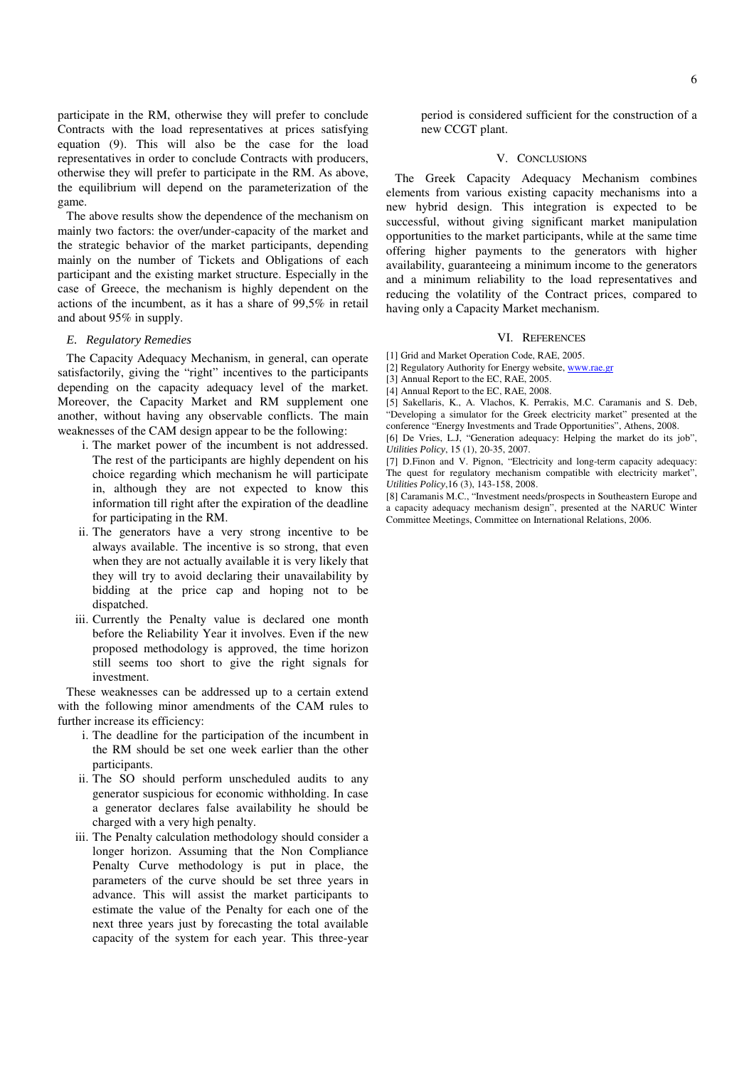participate in the RM, otherwise they will prefer to conclude Contracts with the load representatives at prices satisfying equation (9). This will also be the case for the load representatives in order to conclude Contracts with producers, otherwise they will prefer to participate in the RM. As above, the equilibrium will depend on the parameterization of the game.

The above results show the dependence of the mechanism on mainly two factors: the over/under-capacity of the market and the strategic behavior of the market participants, depending mainly on the number of Tickets and Obligations of each participant and the existing market structure. Especially in the case of Greece, the mechanism is highly dependent on the actions of the incumbent, as it has a share of 99,5% in retail and about 95% in supply.

### *E. Regulatory Remedies*

The Capacity Adequacy Mechanism, in general, can operate satisfactorily, giving the "right" incentives to the participants depending on the capacity adequacy level of the market. Moreover, the Capacity Market and RM supplement one another, without having any observable conflicts. The main weaknesses of the CAM design appear to be the following:

i. The market power of the incumbent is not addressed. The rest of the participants are highly dependent on his choice regarding which mechanism he will participate in, although they are not expected to know this information till right after the expiration of the deadline for participating in the RM.
ii. The generators have a very strong incentive to be always available. The incentive is so strong, that even when they are not actually available it is very likely that they will try to avoid declaring their unavailability by bidding at the price cap and hoping not to be dispatched.
iii. Currently the Penalty value is declared one month before the Reliability Year it involves. Even if the new proposed methodology is approved, the time horizon still seems too short to give the right signals for investment.

These weaknesses can be addressed up to a certain extend with the following minor amendments of the CAM rules to further increase its efficiency:

i. The deadline for the participation of the incumbent in the RM should be set one week earlier than the other participants.
ii. The SO should perform unscheduled audits to any generator suspicious for economic withholding. In case a generator declares false availability he should be charged with a very high penalty.
iii. The Penalty calculation methodology should consider a longer horizon. Assuming that the Non Compliance Penalty Curve methodology is put in place, the parameters of the curve should be set three years in advance. This will assist the market participants to estimate the value of the Penalty for each one of the next three years just by forecasting the total available capacity of the system for each year. This three-year period is considered sufficient for the construction of a new CCGT plant.

## V. Conclusions

The Greek Capacity Adequacy Mechanism combines elements from various existing capacity mechanisms into a new hybrid design. This integration is expected to be successful, without giving significant market manipulation opportunities to the market participants, while at the same time offering higher payments to the generators with higher availability, guaranteeing a minimum income to the generators and a minimum reliability to the load representatives and reducing the volatility of the Contract prices, compared to having only a Capacity Market mechanism.

## VI. References

[1] Grid and Market Operation Code, RAE, 2005.

[2] Regulatory Authority for Energy website, www.rae.gr

[3] Annual Report to the EC, RAE, 2005.

[4] Annual Report to the EC, RAE, 2008.

[5] Sakellaris, K., A. Vlachos, K. Perrakis, M.C. Caramanis and S. Deb, "Developing a simulator for the Greek electricity market" presented at the conference "Energy Investments and Trade Opportunities", Athens, 2008.

[6] De Vries, L.J, "Generation adequacy: Helping the market do its job", *Utilities Policy*, 15 (1), 20-35, 2007.

[7] D.Finon and V. Pignon, "Electricity and long-term capacity adequacy: The quest for regulatory mechanism compatible with electricity market", *Utilities Policy*,16 (3), 143-158, 2008.

[8] Caramanis M.C., "Investment needs/prospects in Southeastern Europe and a capacity adequacy mechanism design", presented at the NARUC Winter Committee Meetings, Committee on International Relations, 2006.